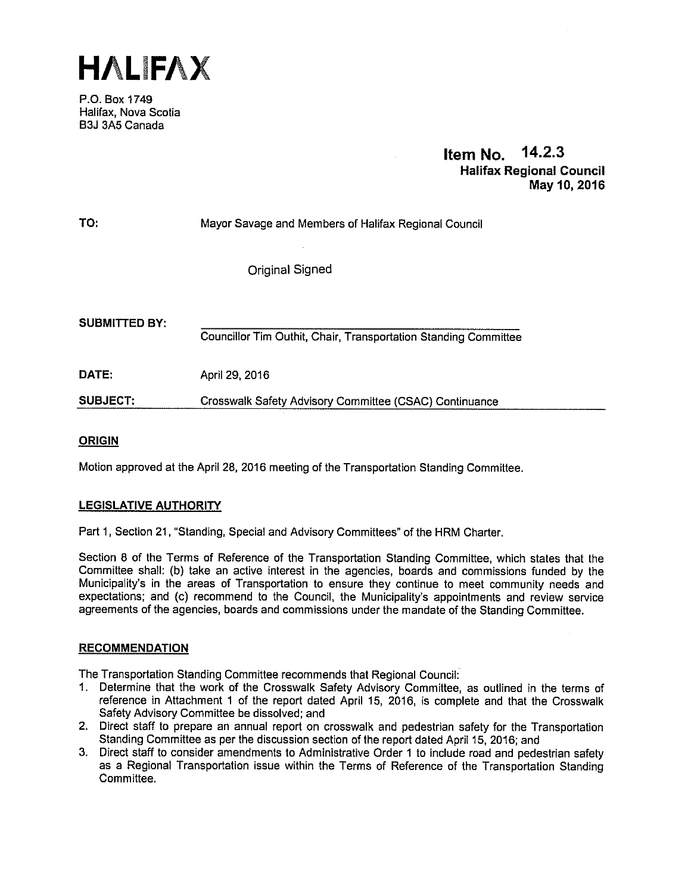# HALIFAX

P.O. Box 1749
Halifax, Nova Scotia
B3J 3A5 Canada

**Item No. 14.2.3**
**Halifax Regional Council**
**May 10, 2016**

**TO:** Mayor Savage and Members of Halifax Regional Council

Original Signed

**SUBMITTED BY:** Councillor Tim Outhit, Chair, Transportation Standing Committee

**DATE:** April 29, 2016

**SUBJECT:** Crosswalk Safety Advisory Committee (CSAC) Continuance

## ORIGIN

Motion approved at the April 28, 2016 meeting of the Transportation Standing Committee.

## LEGISLATIVE AUTHORITY

Part 1, Section 21, "Standing, Special and Advisory Committees" of the HRM Charter.

Section 8 of the Terms of Reference of the Transportation Standing Committee, which states that the Committee shall: (b) take an active interest in the agencies, boards and commissions funded by the Municipality's in the areas of Transportation to ensure they continue to meet community needs and expectations; and (c) recommend to the Council, the Municipality's appointments and review service agreements of the agencies, boards and commissions under the mandate of the Standing Committee.

## RECOMMENDATION

The Transportation Standing Committee recommends that Regional Council:

1. Determine that the work of the Crosswalk Safety Advisory Committee, as outlined in the terms of reference in Attachment 1 of the report dated April 15, 2016, is complete and that the Crosswalk Safety Advisory Committee be dissolved; and
2. Direct staff to prepare an annual report on crosswalk and pedestrian safety for the Transportation Standing Committee as per the discussion section of the report dated April 15, 2016; and
3. Direct staff to consider amendments to Administrative Order 1 to include road and pedestrian safety as a Regional Transportation issue within the Terms of Reference of the Transportation Standing Committee.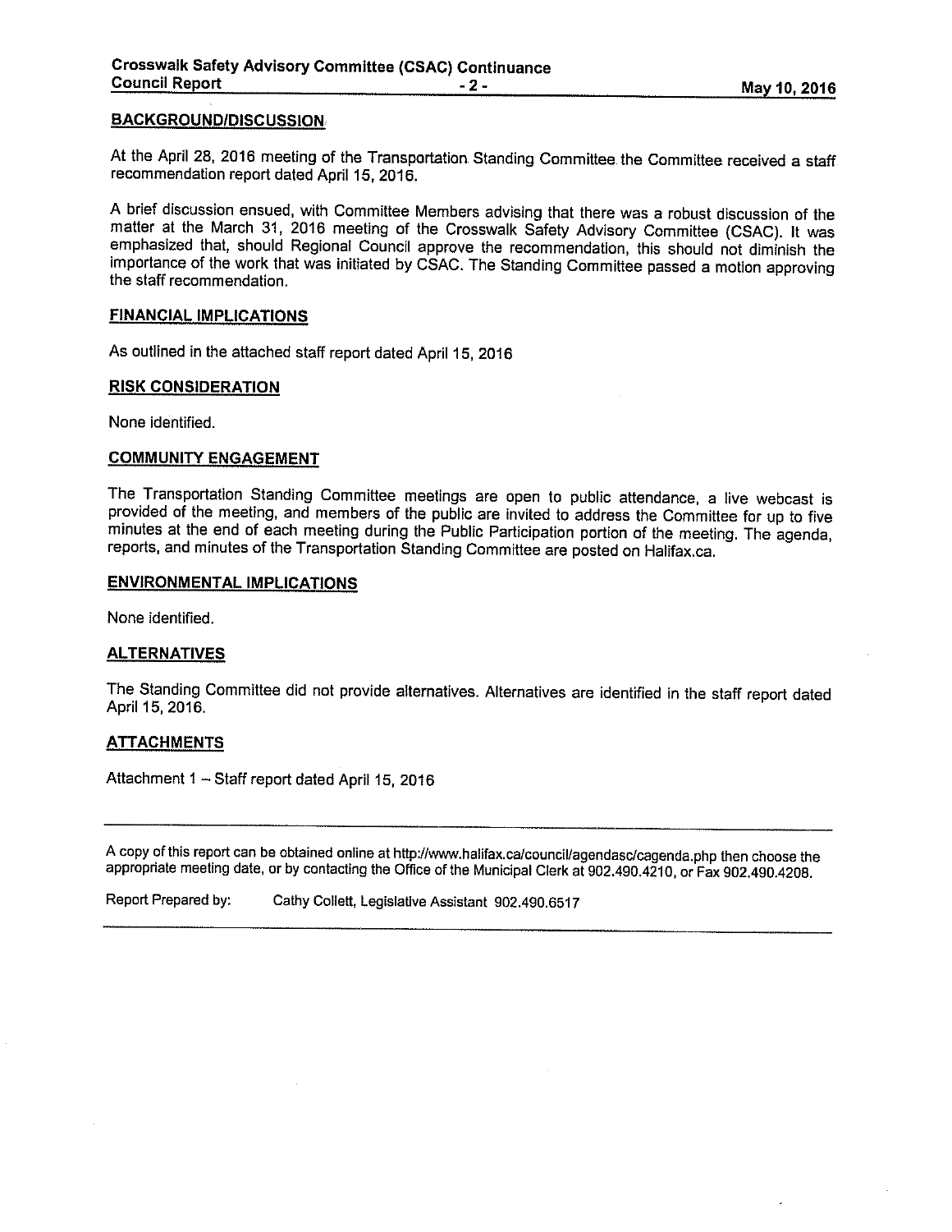## BACKGROUND/DISCUSSION

At the April 28, 2016 meeting of the Transportation Standing Committee the Committee received a staff recommendation report dated April 15, 2016.

A brief discussion ensued, with Committee Members advising that there was a robust discussion of the matter at the March 31, 2016 meeting of the Crosswalk Safety Advisory Committee (CSAC). It was emphasized that, should Regional Council approve the recommendation, this should not diminish the importance of the work that was initiated by CSAC. The Standing Committee passed a motion approving the staff recommendation.

## FINANCIAL IMPLICATIONS

As outlined in the attached staff report dated April 15, 2016

## RISK CONSIDERATION

None identified.

## COMMUNITY ENGAGEMENT

The Transportation Standing Committee meetings are open to public attendance, a live webcast is provided of the meeting, and members of the public are invited to address the Committee for up to five minutes at the end of each meeting during the Public Participation portion of the meeting. The agenda, reports, and minutes of the Transportation Standing Committee are posted on Halifax.ca.

## ENVIRONMENTAL IMPLICATIONS

None identified.

## ALTERNATIVES

The Standing Committee did not provide alternatives. Alternatives are identified in the staff report dated April 15, 2016.

## ATTACHMENTS

Attachment 1 – Staff report dated April 15, 2016

---

A copy of this report can be obtained online at http://www.halifax.ca/council/agendasc/cagenda.php then choose the appropriate meeting date, or by contacting the Office of the Municipal Clerk at 902.490.4210, or Fax 902.490.4208.

Report Prepared by: Cathy Collett, Legislative Assistant 902.490.6517

---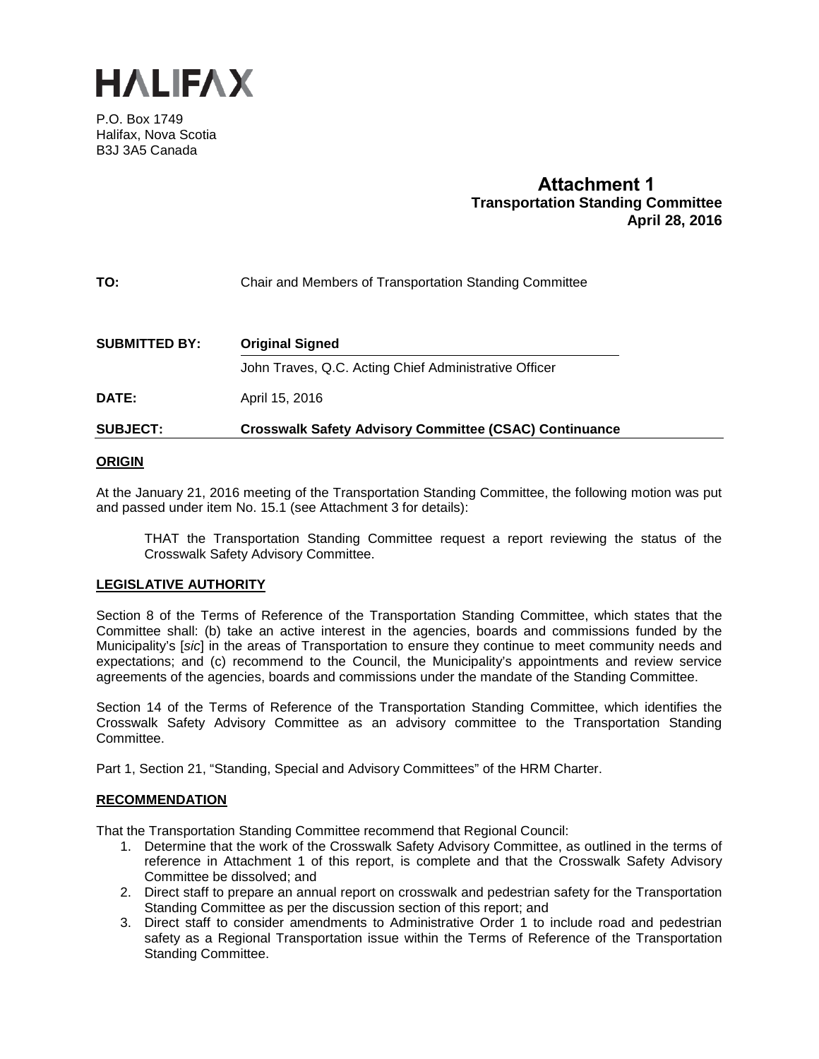# HALIFAX

P.O. Box 1749
Halifax, Nova Scotia
B3J 3A5 Canada

**Attachment 1**
**Transportation Standing Committee**
**April 28, 2016**

| | |
|---|---|
| **TO:** | Chair and Members of Transportation Standing Committee |
| **SUBMITTED BY:** | **Original Signed** |
| | John Traves, Q.C. Acting Chief Administrative Officer |
| **DATE:** | April 15, 2016 |
| **SUBJECT:** | **Crosswalk Safety Advisory Committee (CSAC) Continuance** |

## ORIGIN

At the January 21, 2016 meeting of the Transportation Standing Committee, the following motion was put and passed under item No. 15.1 (see Attachment 3 for details):

> THAT the Transportation Standing Committee request a report reviewing the status of the Crosswalk Safety Advisory Committee.

## LEGISLATIVE AUTHORITY

Section 8 of the Terms of Reference of the Transportation Standing Committee, which states that the Committee shall: (b) take an active interest in the agencies, boards and commissions funded by the Municipality's [*sic*] in the areas of Transportation to ensure they continue to meet community needs and expectations; and (c) recommend to the Council, the Municipality's appointments and review service agreements of the agencies, boards and commissions under the mandate of the Standing Committee.

Section 14 of the Terms of Reference of the Transportation Standing Committee, which identifies the Crosswalk Safety Advisory Committee as an advisory committee to the Transportation Standing Committee.

Part 1, Section 21, "Standing, Special and Advisory Committees" of the HRM Charter.

## RECOMMENDATION

That the Transportation Standing Committee recommend that Regional Council:

1. Determine that the work of the Crosswalk Safety Advisory Committee, as outlined in the terms of reference in Attachment 1 of this report, is complete and that the Crosswalk Safety Advisory Committee be dissolved; and
2. Direct staff to prepare an annual report on crosswalk and pedestrian safety for the Transportation Standing Committee as per the discussion section of this report; and
3. Direct staff to consider amendments to Administrative Order 1 to include road and pedestrian safety as a Regional Transportation issue within the Terms of Reference of the Transportation Standing Committee.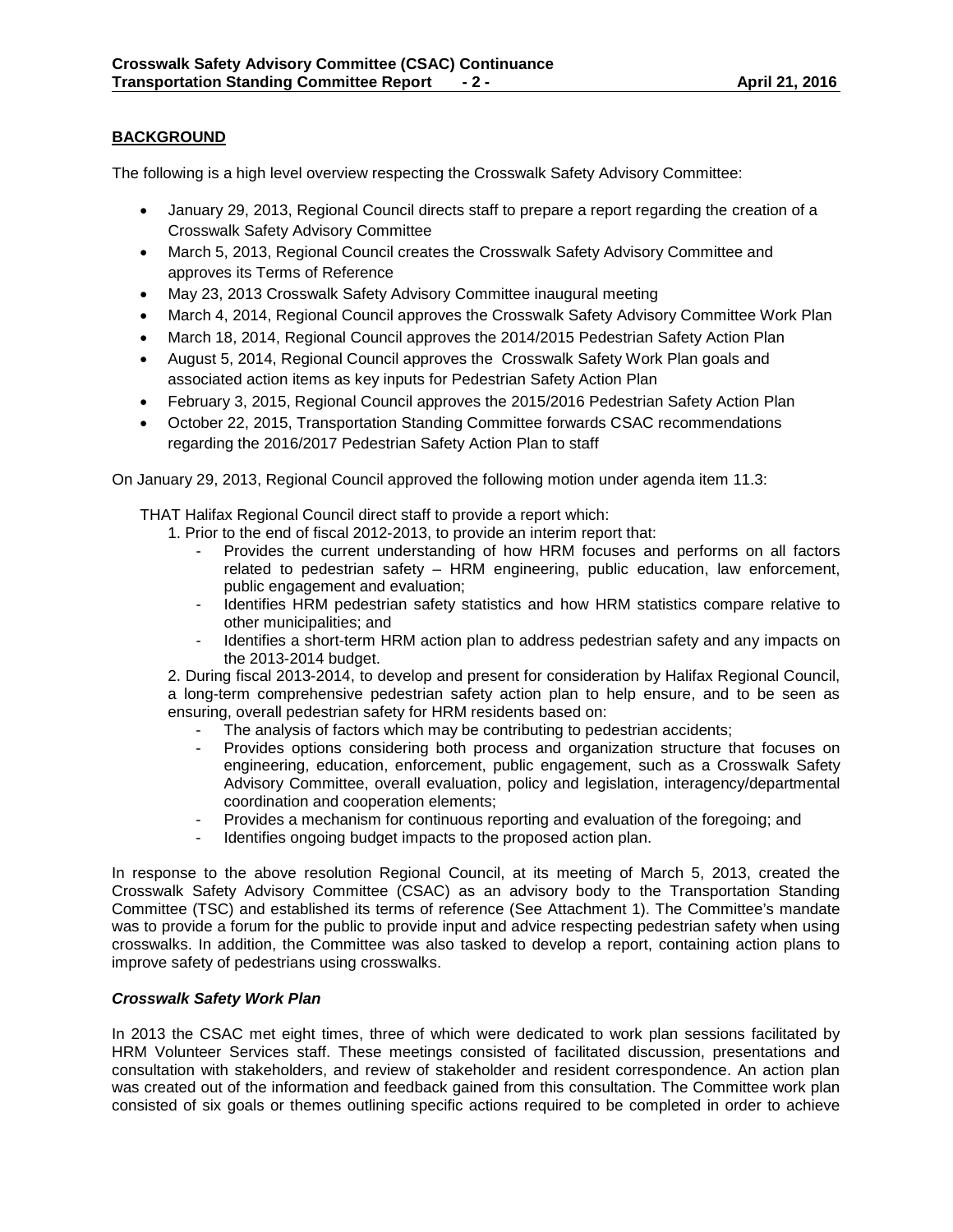## BACKGROUND

The following is a high level overview respecting the Crosswalk Safety Advisory Committee:

- January 29, 2013, Regional Council directs staff to prepare a report regarding the creation of a Crosswalk Safety Advisory Committee
- March 5, 2013, Regional Council creates the Crosswalk Safety Advisory Committee and approves its Terms of Reference
- May 23, 2013 Crosswalk Safety Advisory Committee inaugural meeting
- March 4, 2014, Regional Council approves the Crosswalk Safety Advisory Committee Work Plan
- March 18, 2014, Regional Council approves the 2014/2015 Pedestrian Safety Action Plan
- August 5, 2014, Regional Council approves the Crosswalk Safety Work Plan goals and associated action items as key inputs for Pedestrian Safety Action Plan
- February 3, 2015, Regional Council approves the 2015/2016 Pedestrian Safety Action Plan
- October 22, 2015, Transportation Standing Committee forwards CSAC recommendations regarding the 2016/2017 Pedestrian Safety Action Plan to staff

On January 29, 2013, Regional Council approved the following motion under agenda item 11.3:

THAT Halifax Regional Council direct staff to provide a report which:

1. Prior to the end of fiscal 2012-2013, to provide an interim report that:
   - Provides the current understanding of how HRM focuses and performs on all factors related to pedestrian safety – HRM engineering, public education, law enforcement, public engagement and evaluation;
   - Identifies HRM pedestrian safety statistics and how HRM statistics compare relative to other municipalities; and
   - Identifies a short-term HRM action plan to address pedestrian safety and any impacts on the 2013-2014 budget.
2. During fiscal 2013-2014, to develop and present for consideration by Halifax Regional Council, a long-term comprehensive pedestrian safety action plan to help ensure, and to be seen as ensuring, overall pedestrian safety for HRM residents based on:
   - The analysis of factors which may be contributing to pedestrian accidents;
   - Provides options considering both process and organization structure that focuses on engineering, education, enforcement, public engagement, such as a Crosswalk Safety Advisory Committee, overall evaluation, policy and legislation, interagency/departmental coordination and cooperation elements;
   - Provides a mechanism for continuous reporting and evaluation of the foregoing; and
   - Identifies ongoing budget impacts to the proposed action plan.

In response to the above resolution Regional Council, at its meeting of March 5, 2013, created the Crosswalk Safety Advisory Committee (CSAC) as an advisory body to the Transportation Standing Committee (TSC) and established its terms of reference (See Attachment 1). The Committee's mandate was to provide a forum for the public to provide input and advice respecting pedestrian safety when using crosswalks. In addition, the Committee was also tasked to develop a report, containing action plans to improve safety of pedestrians using crosswalks.

### *Crosswalk Safety Work Plan*

In 2013 the CSAC met eight times, three of which were dedicated to work plan sessions facilitated by HRM Volunteer Services staff. These meetings consisted of facilitated discussion, presentations and consultation with stakeholders, and review of stakeholder and resident correspondence. An action plan was created out of the information and feedback gained from this consultation. The Committee work plan consisted of six goals or themes outlining specific actions required to be completed in order to achieve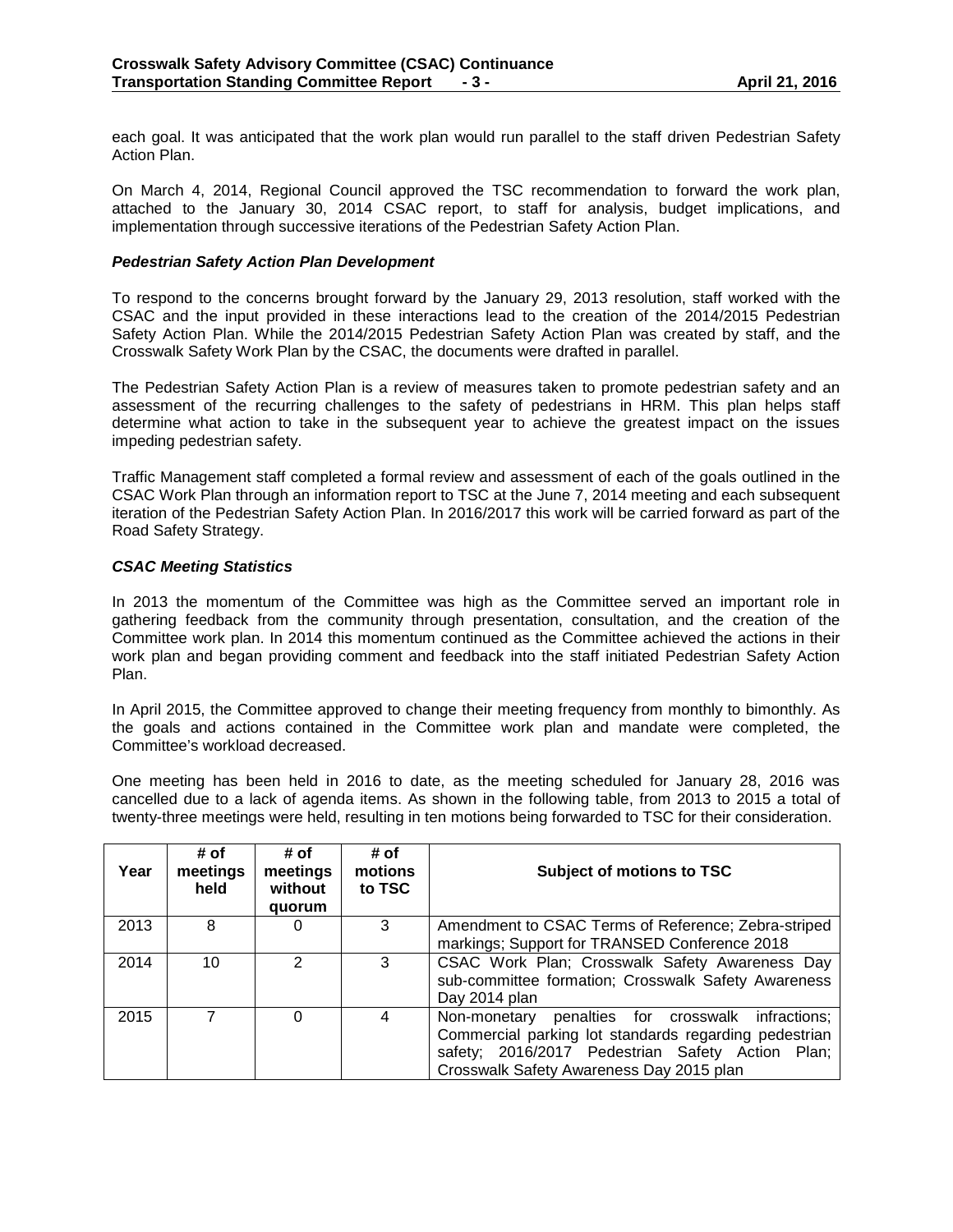each goal. It was anticipated that the work plan would run parallel to the staff driven Pedestrian Safety Action Plan.

On March 4, 2014, Regional Council approved the TSC recommendation to forward the work plan, attached to the January 30, 2014 CSAC report, to staff for analysis, budget implications, and implementation through successive iterations of the Pedestrian Safety Action Plan.

***Pedestrian Safety Action Plan Development***

To respond to the concerns brought forward by the January 29, 2013 resolution, staff worked with the CSAC and the input provided in these interactions lead to the creation of the 2014/2015 Pedestrian Safety Action Plan. While the 2014/2015 Pedestrian Safety Action Plan was created by staff, and the Crosswalk Safety Work Plan by the CSAC, the documents were drafted in parallel.

The Pedestrian Safety Action Plan is a review of measures taken to promote pedestrian safety and an assessment of the recurring challenges to the safety of pedestrians in HRM. This plan helps staff determine what action to take in the subsequent year to achieve the greatest impact on the issues impeding pedestrian safety.

Traffic Management staff completed a formal review and assessment of each of the goals outlined in the CSAC Work Plan through an information report to TSC at the June 7, 2014 meeting and each subsequent iteration of the Pedestrian Safety Action Plan. In 2016/2017 this work will be carried forward as part of the Road Safety Strategy.

***CSAC Meeting Statistics***

In 2013 the momentum of the Committee was high as the Committee served an important role in gathering feedback from the community through presentation, consultation, and the creation of the Committee work plan. In 2014 this momentum continued as the Committee achieved the actions in their work plan and began providing comment and feedback into the staff initiated Pedestrian Safety Action Plan.

In April 2015, the Committee approved to change their meeting frequency from monthly to bimonthly. As the goals and actions contained in the Committee work plan and mandate were completed, the Committee's workload decreased.

One meeting has been held in 2016 to date, as the meeting scheduled for January 28, 2016 was cancelled due to a lack of agenda items. As shown in the following table, from 2013 to 2015 a total of twenty-three meetings were held, resulting in ten motions being forwarded to TSC for their consideration.

| Year | # of meetings held | # of meetings without quorum | # of motions to TSC | Subject of motions to TSC |
|---|---|---|---|---|
| 2013 | 8 | 0 | 3 | Amendment to CSAC Terms of Reference; Zebra-striped markings; Support for TRANSED Conference 2018 |
| 2014 | 10 | 2 | 3 | CSAC Work Plan; Crosswalk Safety Awareness Day sub-committee formation; Crosswalk Safety Awareness Day 2014 plan |
| 2015 | 7 | 0 | 4 | Non-monetary penalties for crosswalk infractions; Commercial parking lot standards regarding pedestrian safety; 2016/2017 Pedestrian Safety Action Plan; Crosswalk Safety Awareness Day 2015 plan |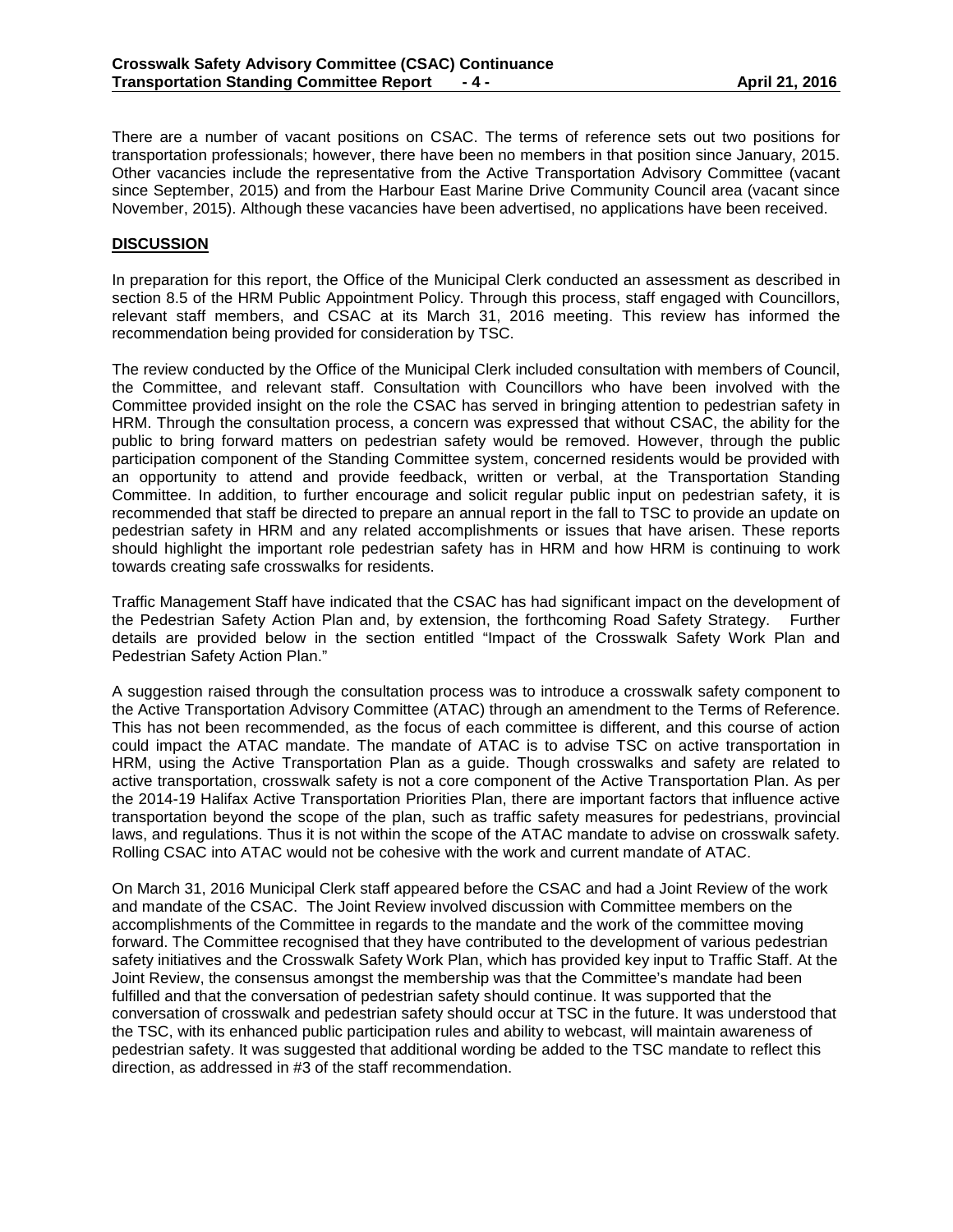There are a number of vacant positions on CSAC. The terms of reference sets out two positions for transportation professionals; however, there have been no members in that position since January, 2015. Other vacancies include the representative from the Active Transportation Advisory Committee (vacant since September, 2015) and from the Harbour East Marine Drive Community Council area (vacant since November, 2015). Although these vacancies have been advertised, no applications have been received.

## DISCUSSION

In preparation for this report, the Office of the Municipal Clerk conducted an assessment as described in section 8.5 of the HRM Public Appointment Policy. Through this process, staff engaged with Councillors, relevant staff members, and CSAC at its March 31, 2016 meeting. This review has informed the recommendation being provided for consideration by TSC.

The review conducted by the Office of the Municipal Clerk included consultation with members of Council, the Committee, and relevant staff. Consultation with Councillors who have been involved with the Committee provided insight on the role the CSAC has served in bringing attention to pedestrian safety in HRM. Through the consultation process, a concern was expressed that without CSAC, the ability for the public to bring forward matters on pedestrian safety would be removed. However, through the public participation component of the Standing Committee system, concerned residents would be provided with an opportunity to attend and provide feedback, written or verbal, at the Transportation Standing Committee. In addition, to further encourage and solicit regular public input on pedestrian safety, it is recommended that staff be directed to prepare an annual report in the fall to TSC to provide an update on pedestrian safety in HRM and any related accomplishments or issues that have arisen. These reports should highlight the important role pedestrian safety has in HRM and how HRM is continuing to work towards creating safe crosswalks for residents.

Traffic Management Staff have indicated that the CSAC has had significant impact on the development of the Pedestrian Safety Action Plan and, by extension, the forthcoming Road Safety Strategy. Further details are provided below in the section entitled "Impact of the Crosswalk Safety Work Plan and Pedestrian Safety Action Plan."

A suggestion raised through the consultation process was to introduce a crosswalk safety component to the Active Transportation Advisory Committee (ATAC) through an amendment to the Terms of Reference. This has not been recommended, as the focus of each committee is different, and this course of action could impact the ATAC mandate. The mandate of ATAC is to advise TSC on active transportation in HRM, using the Active Transportation Plan as a guide. Though crosswalks and safety are related to active transportation, crosswalk safety is not a core component of the Active Transportation Plan. As per the 2014-19 Halifax Active Transportation Priorities Plan, there are important factors that influence active transportation beyond the scope of the plan, such as traffic safety measures for pedestrians, provincial laws, and regulations. Thus it is not within the scope of the ATAC mandate to advise on crosswalk safety. Rolling CSAC into ATAC would not be cohesive with the work and current mandate of ATAC.

On March 31, 2016 Municipal Clerk staff appeared before the CSAC and had a Joint Review of the work and mandate of the CSAC. The Joint Review involved discussion with Committee members on the accomplishments of the Committee in regards to the mandate and the work of the committee moving forward. The Committee recognised that they have contributed to the development of various pedestrian safety initiatives and the Crosswalk Safety Work Plan, which has provided key input to Traffic Staff. At the Joint Review, the consensus amongst the membership was that the Committee's mandate had been fulfilled and that the conversation of pedestrian safety should continue. It was supported that the conversation of crosswalk and pedestrian safety should occur at TSC in the future. It was understood that the TSC, with its enhanced public participation rules and ability to webcast, will maintain awareness of pedestrian safety. It was suggested that additional wording be added to the TSC mandate to reflect this direction, as addressed in #3 of the staff recommendation.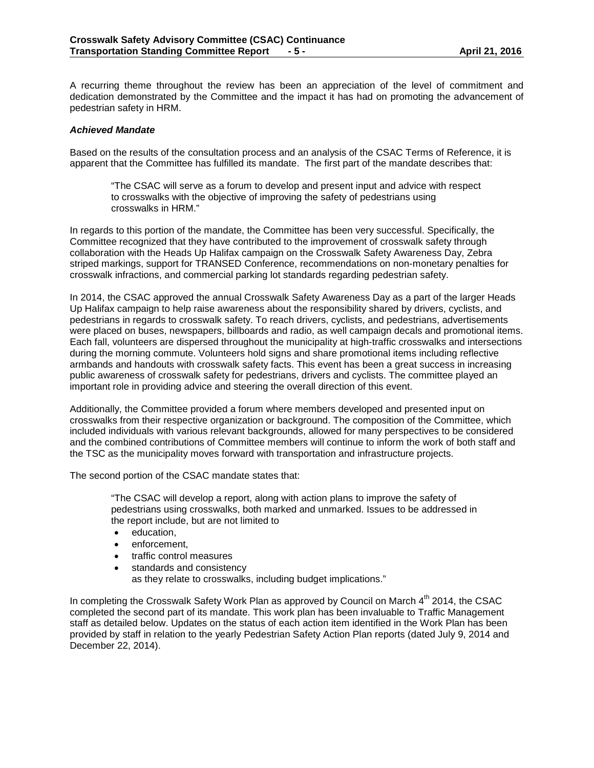A recurring theme throughout the review has been an appreciation of the level of commitment and dedication demonstrated by the Committee and the impact it has had on promoting the advancement of pedestrian safety in HRM.

***Achieved Mandate***

Based on the results of the consultation process and an analysis of the CSAC Terms of Reference, it is apparent that the Committee has fulfilled its mandate. The first part of the mandate describes that:

> "The CSAC will serve as a forum to develop and present input and advice with respect to crosswalks with the objective of improving the safety of pedestrians using crosswalks in HRM."

In regards to this portion of the mandate, the Committee has been very successful. Specifically, the Committee recognized that they have contributed to the improvement of crosswalk safety through collaboration with the Heads Up Halifax campaign on the Crosswalk Safety Awareness Day, Zebra striped markings, support for TRANSED Conference, recommendations on non-monetary penalties for crosswalk infractions, and commercial parking lot standards regarding pedestrian safety.

In 2014, the CSAC approved the annual Crosswalk Safety Awareness Day as a part of the larger Heads Up Halifax campaign to help raise awareness about the responsibility shared by drivers, cyclists, and pedestrians in regards to crosswalk safety. To reach drivers, cyclists, and pedestrians, advertisements were placed on buses, newspapers, billboards and radio, as well campaign decals and promotional items. Each fall, volunteers are dispersed throughout the municipality at high-traffic crosswalks and intersections during the morning commute. Volunteers hold signs and share promotional items including reflective armbands and handouts with crosswalk safety facts. This event has been a great success in increasing public awareness of crosswalk safety for pedestrians, drivers and cyclists. The committee played an important role in providing advice and steering the overall direction of this event.

Additionally, the Committee provided a forum where members developed and presented input on crosswalks from their respective organization or background. The composition of the Committee, which included individuals with various relevant backgrounds, allowed for many perspectives to be considered and the combined contributions of Committee members will continue to inform the work of both staff and the TSC as the municipality moves forward with transportation and infrastructure projects.

The second portion of the CSAC mandate states that:

> "The CSAC will develop a report, along with action plans to improve the safety of pedestrians using crosswalks, both marked and unmarked. Issues to be addressed in the report include, but are not limited to
>
> - education,
> - enforcement,
> - traffic control measures
> - standards and consistency
>
> as they relate to crosswalks, including budget implications."

In completing the Crosswalk Safety Work Plan as approved by Council on March 4th 2014, the CSAC completed the second part of its mandate. This work plan has been invaluable to Traffic Management staff as detailed below. Updates on the status of each action item identified in the Work Plan has been provided by staff in relation to the yearly Pedestrian Safety Action Plan reports (dated July 9, 2014 and December 22, 2014).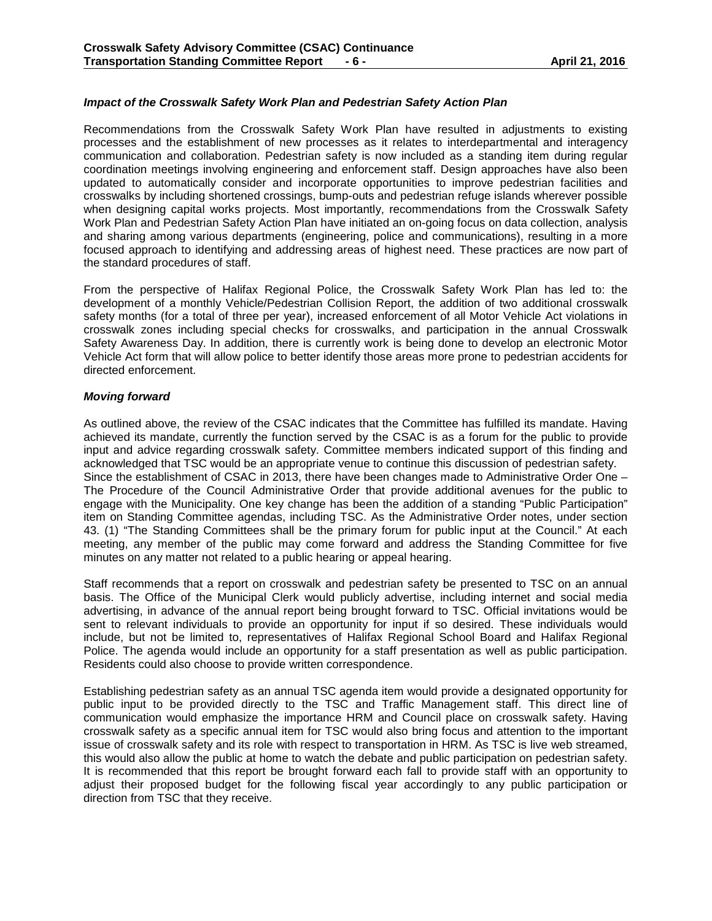***Impact of the Crosswalk Safety Work Plan and Pedestrian Safety Action Plan***

Recommendations from the Crosswalk Safety Work Plan have resulted in adjustments to existing processes and the establishment of new processes as it relates to interdepartmental and interagency communication and collaboration. Pedestrian safety is now included as a standing item during regular coordination meetings involving engineering and enforcement staff. Design approaches have also been updated to automatically consider and incorporate opportunities to improve pedestrian facilities and crosswalks by including shortened crossings, bump-outs and pedestrian refuge islands wherever possible when designing capital works projects. Most importantly, recommendations from the Crosswalk Safety Work Plan and Pedestrian Safety Action Plan have initiated an on-going focus on data collection, analysis and sharing among various departments (engineering, police and communications), resulting in a more focused approach to identifying and addressing areas of highest need. These practices are now part of the standard procedures of staff.

From the perspective of Halifax Regional Police, the Crosswalk Safety Work Plan has led to: the development of a monthly Vehicle/Pedestrian Collision Report, the addition of two additional crosswalk safety months (for a total of three per year), increased enforcement of all Motor Vehicle Act violations in crosswalk zones including special checks for crosswalks, and participation in the annual Crosswalk Safety Awareness Day. In addition, there is currently work is being done to develop an electronic Motor Vehicle Act form that will allow police to better identify those areas more prone to pedestrian accidents for directed enforcement.

***Moving forward***

As outlined above, the review of the CSAC indicates that the Committee has fulfilled its mandate. Having achieved its mandate, currently the function served by the CSAC is as a forum for the public to provide input and advice regarding crosswalk safety. Committee members indicated support of this finding and acknowledged that TSC would be an appropriate venue to continue this discussion of pedestrian safety. Since the establishment of CSAC in 2013, there have been changes made to Administrative Order One – The Procedure of the Council Administrative Order that provide additional avenues for the public to engage with the Municipality. One key change has been the addition of a standing "Public Participation" item on Standing Committee agendas, including TSC. As the Administrative Order notes, under section 43. (1) "The Standing Committees shall be the primary forum for public input at the Council." At each meeting, any member of the public may come forward and address the Standing Committee for five minutes on any matter not related to a public hearing or appeal hearing.

Staff recommends that a report on crosswalk and pedestrian safety be presented to TSC on an annual basis. The Office of the Municipal Clerk would publicly advertise, including internet and social media advertising, in advance of the annual report being brought forward to TSC. Official invitations would be sent to relevant individuals to provide an opportunity for input if so desired. These individuals would include, but not be limited to, representatives of Halifax Regional School Board and Halifax Regional Police. The agenda would include an opportunity for a staff presentation as well as public participation. Residents could also choose to provide written correspondence.

Establishing pedestrian safety as an annual TSC agenda item would provide a designated opportunity for public input to be provided directly to the TSC and Traffic Management staff. This direct line of communication would emphasize the importance HRM and Council place on crosswalk safety. Having crosswalk safety as a specific annual item for TSC would also bring focus and attention to the important issue of crosswalk safety and its role with respect to transportation in HRM. As TSC is live web streamed, this would also allow the public at home to watch the debate and public participation on pedestrian safety. It is recommended that this report be brought forward each fall to provide staff with an opportunity to adjust their proposed budget for the following fiscal year accordingly to any public participation or direction from TSC that they receive.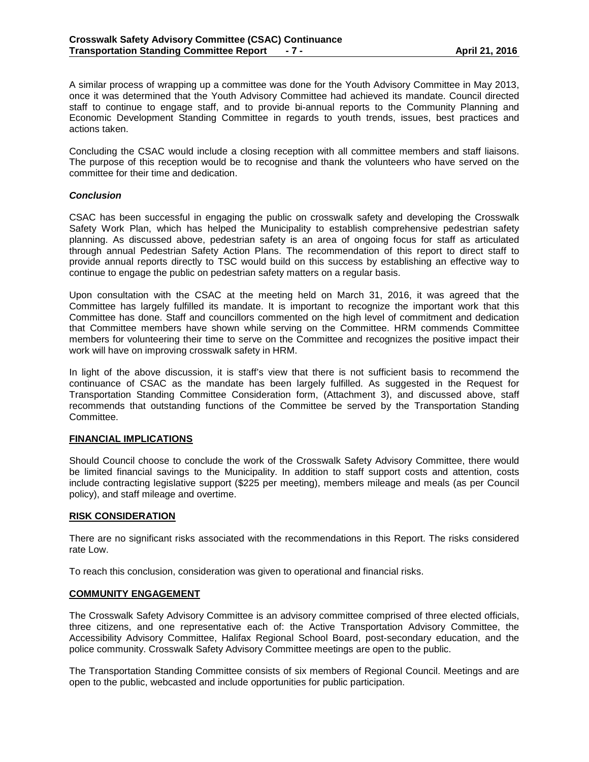A similar process of wrapping up a committee was done for the Youth Advisory Committee in May 2013, once it was determined that the Youth Advisory Committee had achieved its mandate. Council directed staff to continue to engage staff, and to provide bi-annual reports to the Community Planning and Economic Development Standing Committee in regards to youth trends, issues, best practices and actions taken.

Concluding the CSAC would include a closing reception with all committee members and staff liaisons. The purpose of this reception would be to recognise and thank the volunteers who have served on the committee for their time and dedication.

***Conclusion***

CSAC has been successful in engaging the public on crosswalk safety and developing the Crosswalk Safety Work Plan, which has helped the Municipality to establish comprehensive pedestrian safety planning. As discussed above, pedestrian safety is an area of ongoing focus for staff as articulated through annual Pedestrian Safety Action Plans. The recommendation of this report to direct staff to provide annual reports directly to TSC would build on this success by establishing an effective way to continue to engage the public on pedestrian safety matters on a regular basis.

Upon consultation with the CSAC at the meeting held on March 31, 2016, it was agreed that the Committee has largely fulfilled its mandate. It is important to recognize the important work that this Committee has done. Staff and councillors commented on the high level of commitment and dedication that Committee members have shown while serving on the Committee. HRM commends Committee members for volunteering their time to serve on the Committee and recognizes the positive impact their work will have on improving crosswalk safety in HRM.

In light of the above discussion, it is staff's view that there is not sufficient basis to recommend the continuance of CSAC as the mandate has been largely fulfilled. As suggested in the Request for Transportation Standing Committee Consideration form, (Attachment 3), and discussed above, staff recommends that outstanding functions of the Committee be served by the Transportation Standing Committee.

## FINANCIAL IMPLICATIONS

Should Council choose to conclude the work of the Crosswalk Safety Advisory Committee, there would be limited financial savings to the Municipality. In addition to staff support costs and attention, costs include contracting legislative support ($225 per meeting), members mileage and meals (as per Council policy), and staff mileage and overtime.

## RISK CONSIDERATION

There are no significant risks associated with the recommendations in this Report. The risks considered rate Low.

To reach this conclusion, consideration was given to operational and financial risks.

## COMMUNITY ENGAGEMENT

The Crosswalk Safety Advisory Committee is an advisory committee comprised of three elected officials, three citizens, and one representative each of: the Active Transportation Advisory Committee, the Accessibility Advisory Committee, Halifax Regional School Board, post-secondary education, and the police community. Crosswalk Safety Advisory Committee meetings are open to the public.

The Transportation Standing Committee consists of six members of Regional Council. Meetings and are open to the public, webcasted and include opportunities for public participation.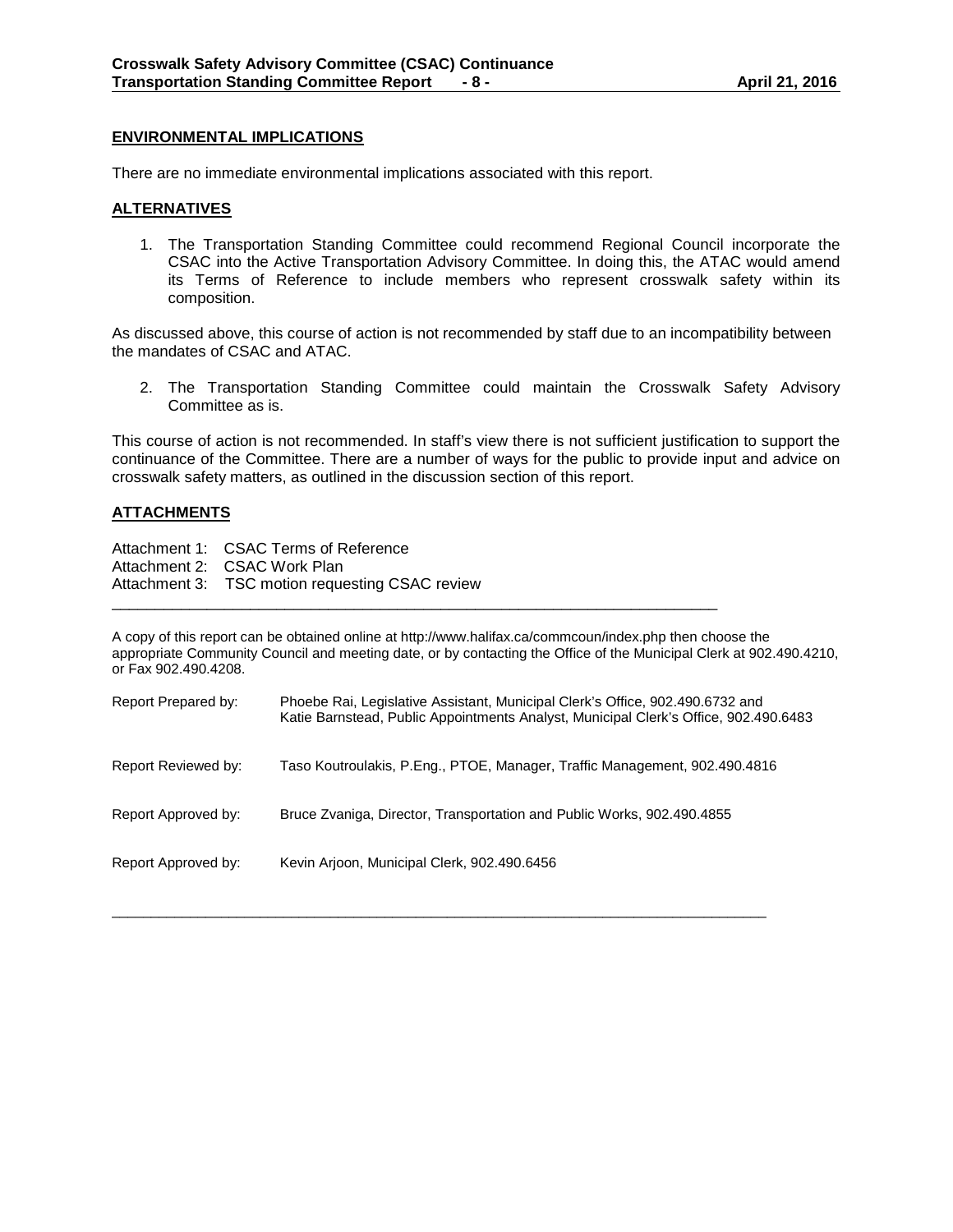## ENVIRONMENTAL IMPLICATIONS

There are no immediate environmental implications associated with this report.

## ALTERNATIVES

1. The Transportation Standing Committee could recommend Regional Council incorporate the CSAC into the Active Transportation Advisory Committee. In doing this, the ATAC would amend its Terms of Reference to include members who represent crosswalk safety within its composition.

As discussed above, this course of action is not recommended by staff due to an incompatibility between the mandates of CSAC and ATAC.

2. The Transportation Standing Committee could maintain the Crosswalk Safety Advisory Committee as is.

This course of action is not recommended. In staff's view there is not sufficient justification to support the continuance of the Committee. There are a number of ways for the public to provide input and advice on crosswalk safety matters, as outlined in the discussion section of this report.

## ATTACHMENTS

Attachment 1: CSAC Terms of Reference
Attachment 2: CSAC Work Plan
Attachment 3: TSC motion requesting CSAC review

---

A copy of this report can be obtained online at http://www.halifax.ca/commcoun/index.php then choose the appropriate Community Council and meeting date, or by contacting the Office of the Municipal Clerk at 902.490.4210, or Fax 902.490.4208.

Report Prepared by: Phoebe Rai, Legislative Assistant, Municipal Clerk's Office, 902.490.6732 and Katie Barnstead, Public Appointments Analyst, Municipal Clerk's Office, 902.490.6483

Report Reviewed by: Taso Koutroulakis, P.Eng., PTOE, Manager, Traffic Management, 902.490.4816

Report Approved by: Bruce Zvaniga, Director, Transportation and Public Works, 902.490.4855

Report Approved by: Kevin Arjoon, Municipal Clerk, 902.490.6456

---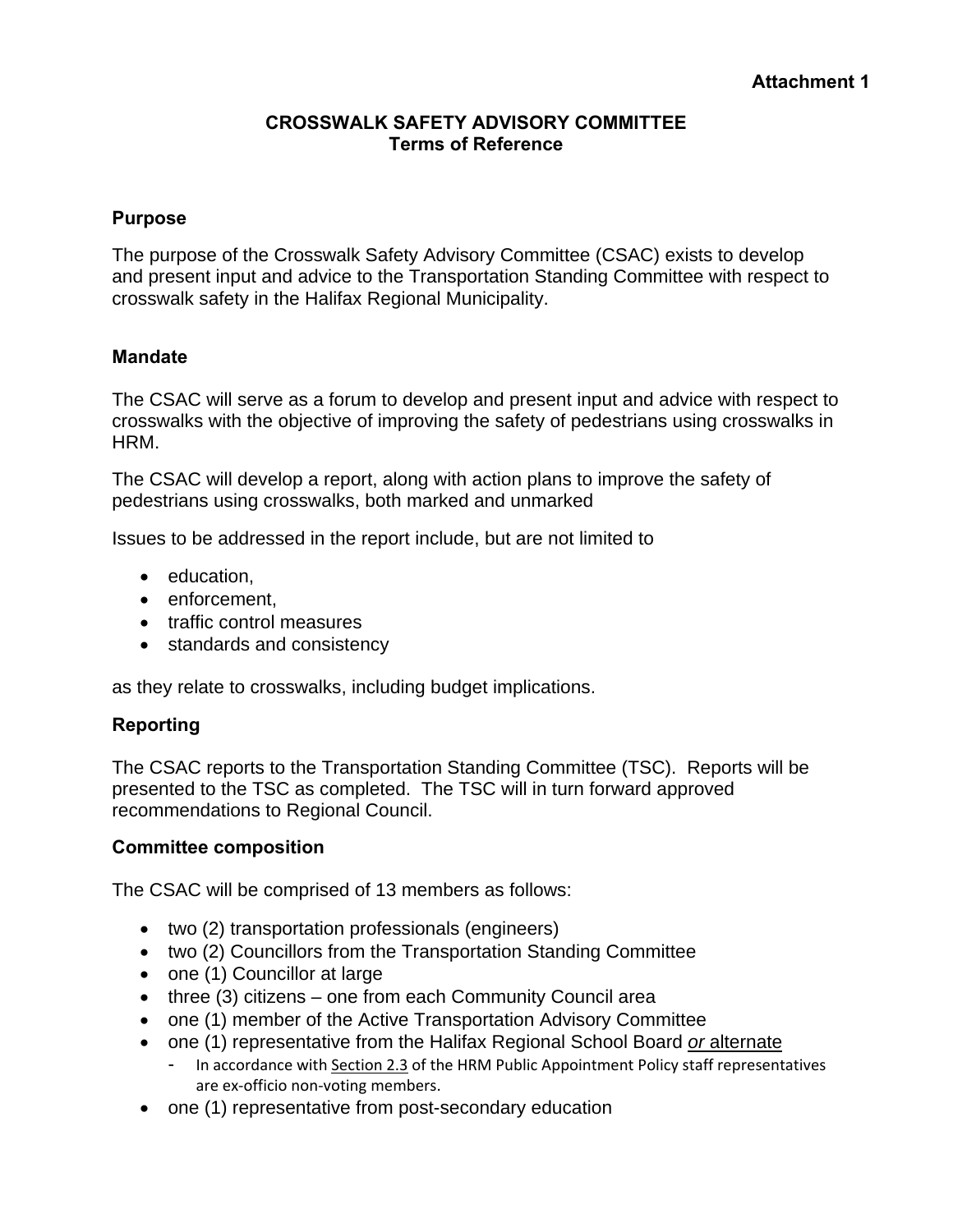**Attachment 1**

# CROSSWALK SAFETY ADVISORY COMMITTEE
## Terms of Reference

### Purpose

The purpose of the Crosswalk Safety Advisory Committee (CSAC) exists to develop and present input and advice to the Transportation Standing Committee with respect to crosswalk safety in the Halifax Regional Municipality.

### Mandate

The CSAC will serve as a forum to develop and present input and advice with respect to crosswalks with the objective of improving the safety of pedestrians using crosswalks in HRM.

The CSAC will develop a report, along with action plans to improve the safety of pedestrians using crosswalks, both marked and unmarked

Issues to be addressed in the report include, but are not limited to

- education,
- enforcement,
- traffic control measures
- standards and consistency

as they relate to crosswalks, including budget implications.

### Reporting

The CSAC reports to the Transportation Standing Committee (TSC). Reports will be presented to the TSC as completed. The TSC will in turn forward approved recommendations to Regional Council.

### Committee composition

The CSAC will be comprised of 13 members as follows:

- two (2) transportation professionals (engineers)
- two (2) Councillors from the Transportation Standing Committee
- one (1) Councillor at large
- three (3) citizens – one from each Community Council area
- one (1) member of the Active Transportation Advisory Committee
- one (1) representative from the Halifax Regional School Board *or* alternate
  - In accordance with Section 2.3 of the HRM Public Appointment Policy staff representatives are ex-officio non-voting members.
- one (1) representative from post-secondary education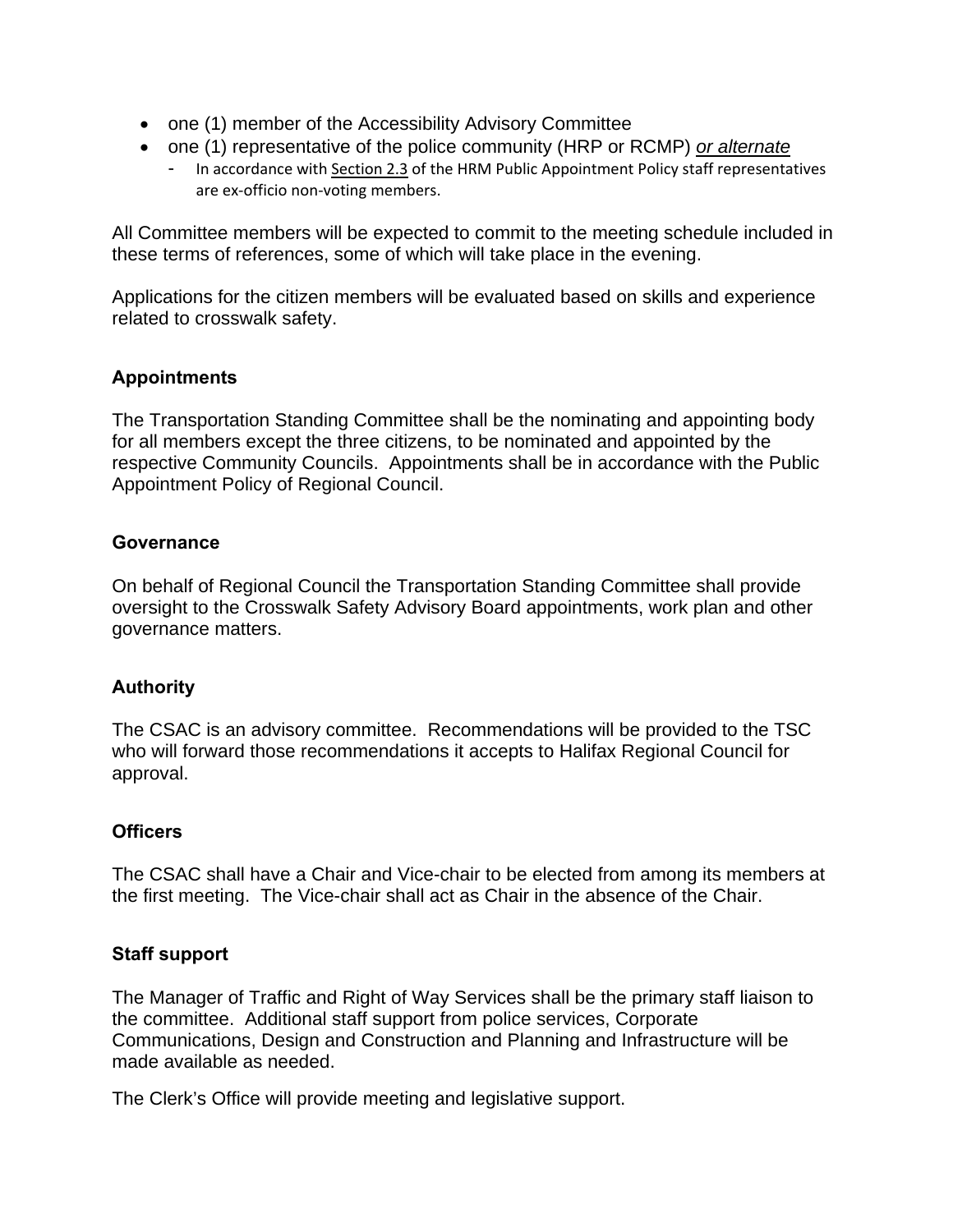- one (1) member of the Accessibility Advisory Committee
- one (1) representative of the police community (HRP or RCMP) *or alternate*
  - In accordance with Section 2.3 of the HRM Public Appointment Policy staff representatives are ex-officio non-voting members.

All Committee members will be expected to commit to the meeting schedule included in these terms of references, some of which will take place in the evening.

Applications for the citizen members will be evaluated based on skills and experience related to crosswalk safety.

**Appointments**

The Transportation Standing Committee shall be the nominating and appointing body for all members except the three citizens, to be nominated and appointed by the respective Community Councils. Appointments shall be in accordance with the Public Appointment Policy of Regional Council.

**Governance**

On behalf of Regional Council the Transportation Standing Committee shall provide oversight to the Crosswalk Safety Advisory Board appointments, work plan and other governance matters.

**Authority**

The CSAC is an advisory committee. Recommendations will be provided to the TSC who will forward those recommendations it accepts to Halifax Regional Council for approval.

**Officers**

The CSAC shall have a Chair and Vice-chair to be elected from among its members at the first meeting. The Vice-chair shall act as Chair in the absence of the Chair.

**Staff support**

The Manager of Traffic and Right of Way Services shall be the primary staff liaison to the committee. Additional staff support from police services, Corporate Communications, Design and Construction and Planning and Infrastructure will be made available as needed.

The Clerk's Office will provide meeting and legislative support.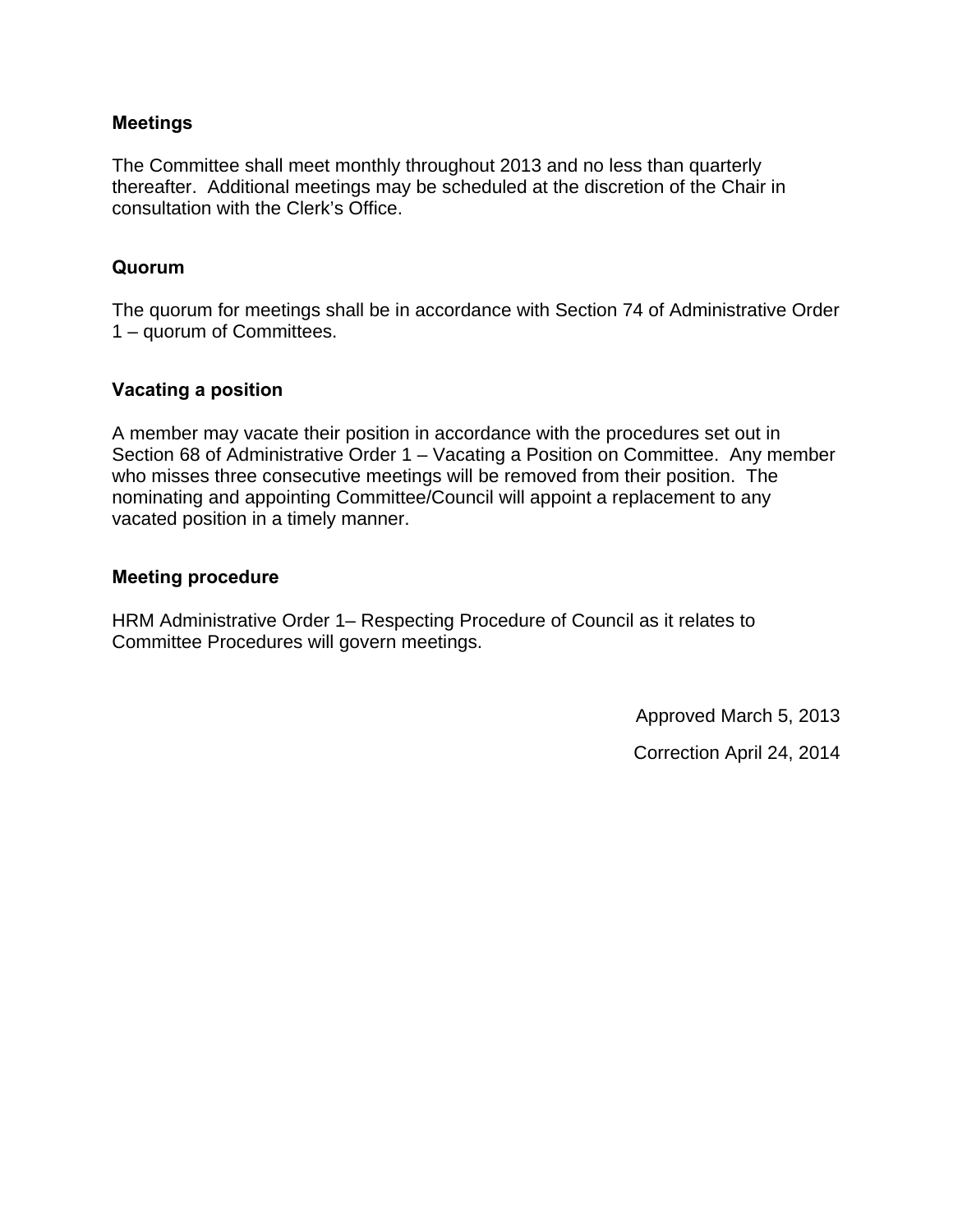### Meetings

The Committee shall meet monthly throughout 2013 and no less than quarterly thereafter. Additional meetings may be scheduled at the discretion of the Chair in consultation with the Clerk's Office.

### Quorum

The quorum for meetings shall be in accordance with Section 74 of Administrative Order 1 – quorum of Committees.

### Vacating a position

A member may vacate their position in accordance with the procedures set out in Section 68 of Administrative Order 1 – Vacating a Position on Committee. Any member who misses three consecutive meetings will be removed from their position. The nominating and appointing Committee/Council will appoint a replacement to any vacated position in a timely manner.

### Meeting procedure

HRM Administrative Order 1– Respecting Procedure of Council as it relates to Committee Procedures will govern meetings.

Approved March 5, 2013

Correction April 24, 2014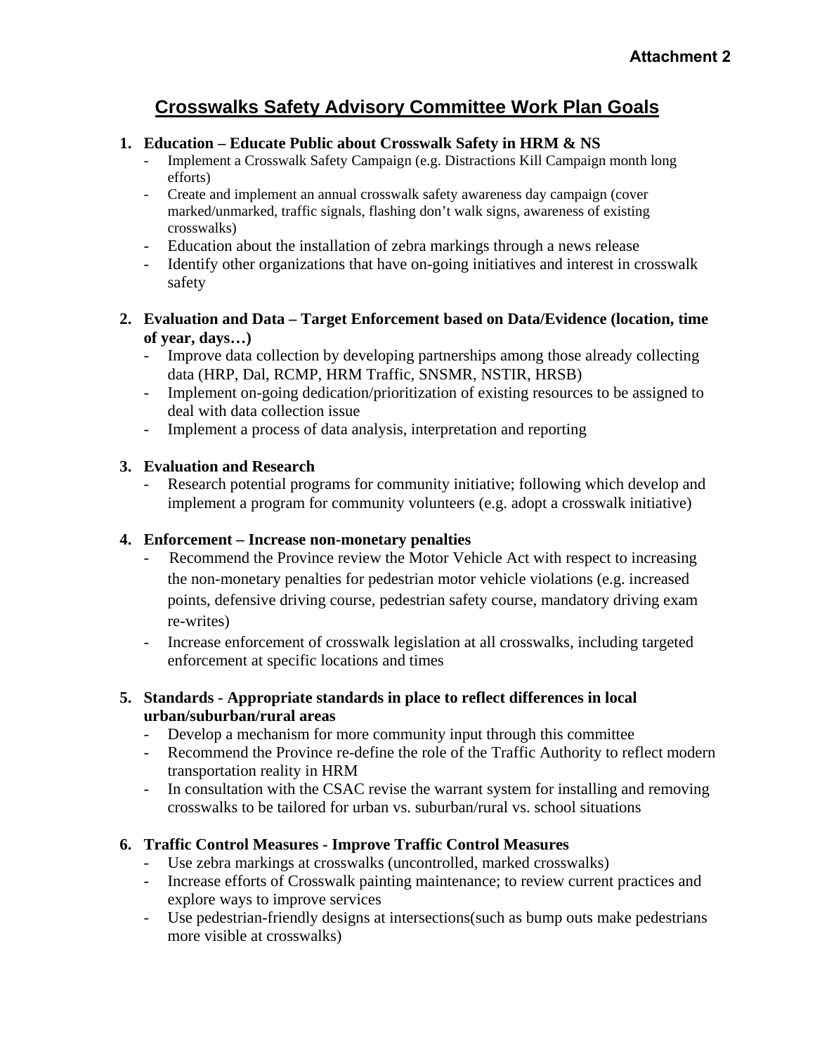**Attachment 2**

# Crosswalks Safety Advisory Committee Work Plan Goals

1. **Education – Educate Public about Crosswalk Safety in HRM & NS**
   - Implement a Crosswalk Safety Campaign (e.g. Distractions Kill Campaign month long efforts)
   - Create and implement an annual crosswalk safety awareness day campaign (cover marked/unmarked, traffic signals, flashing don't walk signs, awareness of existing crosswalks)
   - Education about the installation of zebra markings through a news release
   - Identify other organizations that have on-going initiatives and interest in crosswalk safety

2. **Evaluation and Data – Target Enforcement based on Data/Evidence (location, time of year, days…)**
   - Improve data collection by developing partnerships among those already collecting data (HRP, Dal, RCMP, HRM Traffic, SNSMR, NSTIR, HRSB)
   - Implement on-going dedication/prioritization of existing resources to be assigned to deal with data collection issue
   - Implement a process of data analysis, interpretation and reporting

3. **Evaluation and Research**
   - Research potential programs for community initiative; following which develop and implement a program for community volunteers (e.g. adopt a crosswalk initiative)

4. **Enforcement – Increase non-monetary penalties**
   - Recommend the Province review the Motor Vehicle Act with respect to increasing the non-monetary penalties for pedestrian motor vehicle violations (e.g. increased points, defensive driving course, pedestrian safety course, mandatory driving exam re-writes)
   - Increase enforcement of crosswalk legislation at all crosswalks, including targeted enforcement at specific locations and times

5. **Standards - Appropriate standards in place to reflect differences in local urban/suburban/rural areas**
   - Develop a mechanism for more community input through this committee
   - Recommend the Province re-define the role of the Traffic Authority to reflect modern transportation reality in HRM
   - In consultation with the CSAC revise the warrant system for installing and removing crosswalks to be tailored for urban vs. suburban/rural vs. school situations

6. **Traffic Control Measures - Improve Traffic Control Measures**
   - Use zebra markings at crosswalks (uncontrolled, marked crosswalks)
   - Increase efforts of Crosswalk painting maintenance; to review current practices and explore ways to improve services
   - Use pedestrian-friendly designs at intersections(such as bump outs make pedestrians more visible at crosswalks)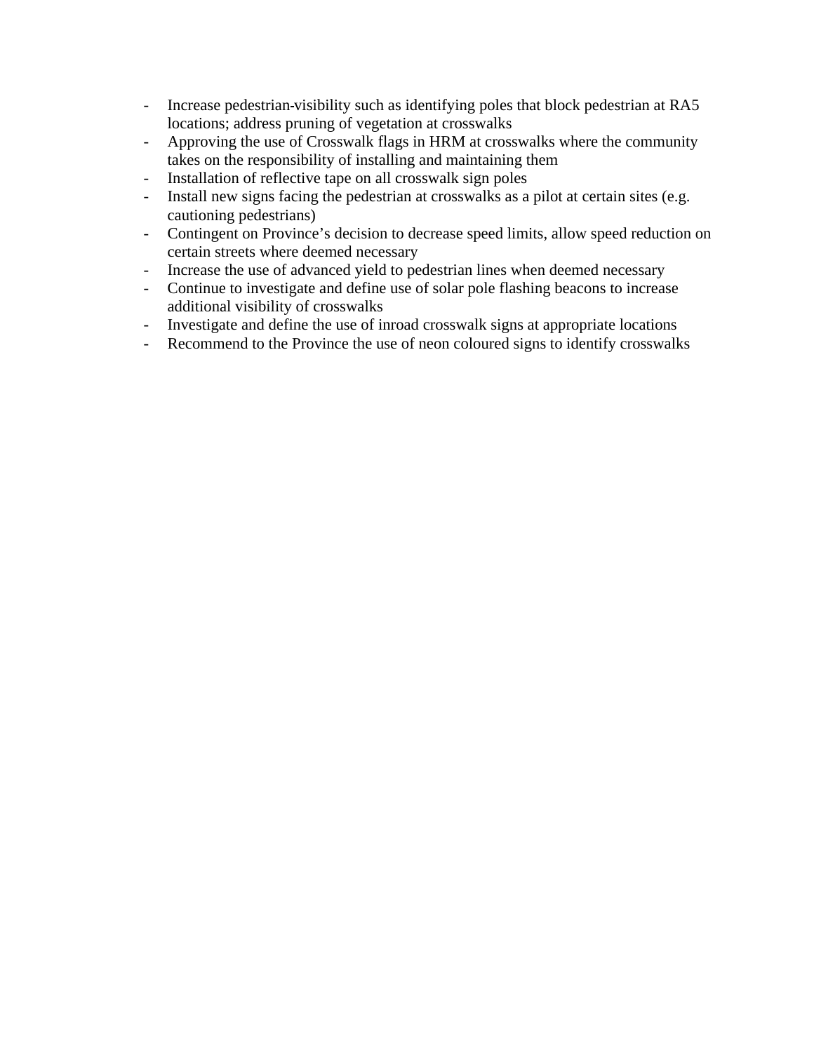- Increase pedestrian-visibility such as identifying poles that block pedestrian at RA5 locations; address pruning of vegetation at crosswalks
- Approving the use of Crosswalk flags in HRM at crosswalks where the community takes on the responsibility of installing and maintaining them
- Installation of reflective tape on all crosswalk sign poles
- Install new signs facing the pedestrian at crosswalks as a pilot at certain sites (e.g. cautioning pedestrians)
- Contingent on Province's decision to decrease speed limits, allow speed reduction on certain streets where deemed necessary
- Increase the use of advanced yield to pedestrian lines when deemed necessary
- Continue to investigate and define use of solar pole flashing beacons to increase additional visibility of crosswalks
- Investigate and define the use of inroad crosswalk signs at appropriate locations
- Recommend to the Province the use of neon coloured signs to identify crosswalks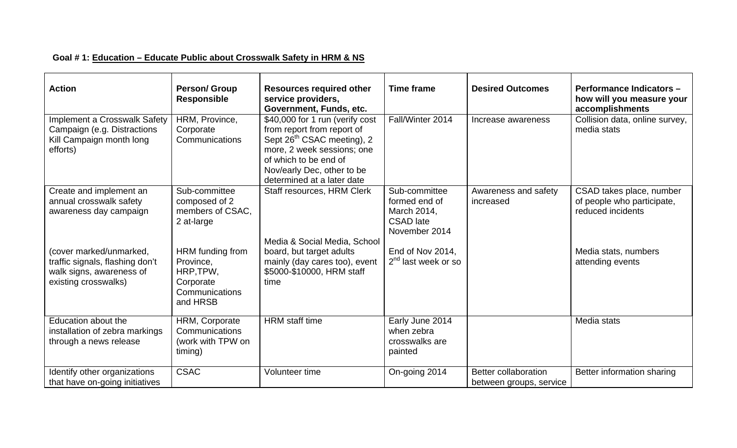**Goal # 1: Education – Educate Public about Crosswalk Safety in HRM & NS**

| Action | Person/ Group Responsible | Resources required other service providers, Government, Funds, etc. | Time frame | Desired Outcomes | Performance Indicators – how will you measure your accomplishments |
|---|---|---|---|---|---|
| Implement a Crosswalk Safety Campaign (e.g. Distractions Kill Campaign month long efforts) | HRM, Province, Corporate Communications | $40,000 for 1 run (verify cost from report from report of Sept 26th CSAC meeting), 2 more, 2 week sessions; one of which to be end of Nov/early Dec, other to be determined at a later date | Fall/Winter 2014 | Increase awareness | Collision data, online survey, media stats |
| Create and implement an annual crosswalk safety awareness day campaign<br><br>(cover marked/unmarked, traffic signals, flashing don't walk signs, awareness of existing crosswalks) | Sub-committee composed of 2 members of CSAC, 2 at-large<br><br>HRM funding from Province, HRP,TPW, Corporate Communications and HRSB | Staff resources, HRM Clerk<br><br>Media & Social Media, School board, but target adults mainly (day cares too), event $5000-$10000, HRM staff time | Sub-committee formed end of March 2014, CSAD late November 2014<br><br>End of Nov 2014, 2nd last week or so | Awareness and safety increased | CSAD takes place, number of people who participate, reduced incidents<br><br>Media stats, numbers attending events |
| Education about the installation of zebra markings through a news release | HRM, Corporate Communications (work with TPW on timing) | HRM staff time | Early June 2014 when zebra crosswalks are painted | | Media stats |
| Identify other organizations that have on-going initiatives | CSAC | Volunteer time | On-going 2014 | Better collaboration between groups, service | Better information sharing |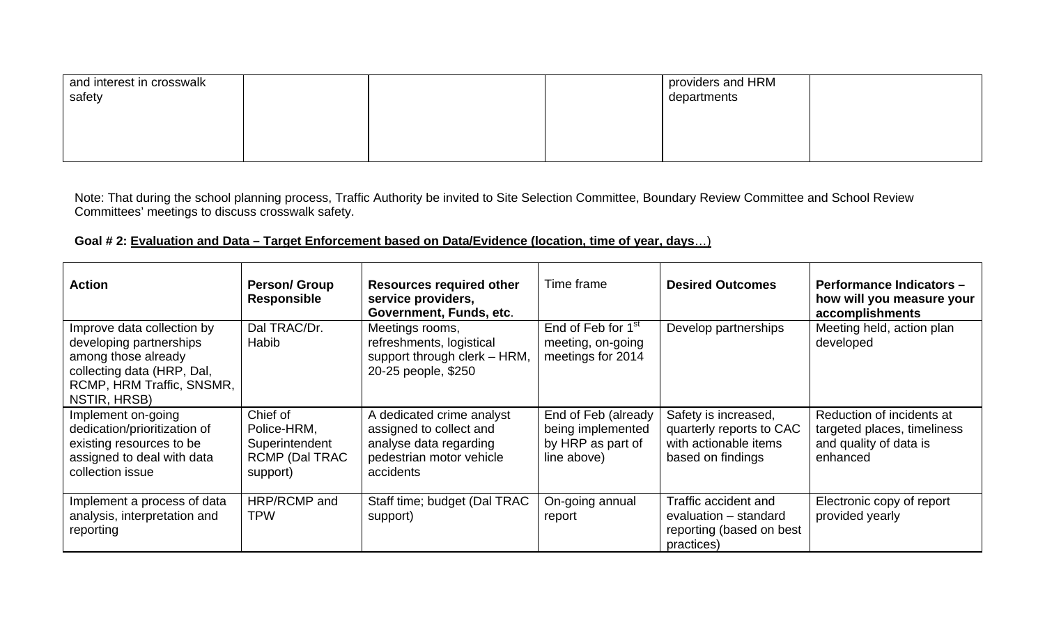| and interest in crosswalk safety | | | | providers and HRM departments | |
|---|---|---|---|---|---|

Note: That during the school planning process, Traffic Authority be invited to Site Selection Committee, Boundary Review Committee and School Review Committees' meetings to discuss crosswalk safety.

**Goal # 2: Evaluation and Data – Target Enforcement based on Data/Evidence (location, time of year, days…)**

| **Action** | **Person/ Group Responsible** | **Resources required other service providers, Government, Funds, etc.** | Time frame | **Desired Outcomes** | **Performance Indicators – how will you measure your accomplishments** |
|---|---|---|---|---|---|
| Improve data collection by developing partnerships among those already collecting data (HRP, Dal, RCMP, HRM Traffic, SNSMR, NSTIR, HRSB) | Dal TRAC/Dr. Habib | Meetings rooms, refreshments, logistical support through clerk – HRM, 20-25 people, $250 | End of Feb for 1st meeting, on-going meetings for 2014 | Develop partnerships | Meeting held, action plan developed |
| Implement on-going dedication/prioritization of existing resources to be assigned to deal with data collection issue | Chief of Police-HRM, Superintendent RCMP (Dal TRAC support) | A dedicated crime analyst assigned to collect and analyse data regarding pedestrian motor vehicle accidents | End of Feb (already being implemented by HRP as part of line above) | Safety is increased, quarterly reports to CAC with actionable items based on findings | Reduction of incidents at targeted places, timeliness and quality of data is enhanced |
| Implement a process of data analysis, interpretation and reporting | HRP/RCMP and TPW | Staff time; budget (Dal TRAC support) | On-going annual report | Traffic accident and evaluation – standard reporting (based on best practices) | Electronic copy of report provided yearly |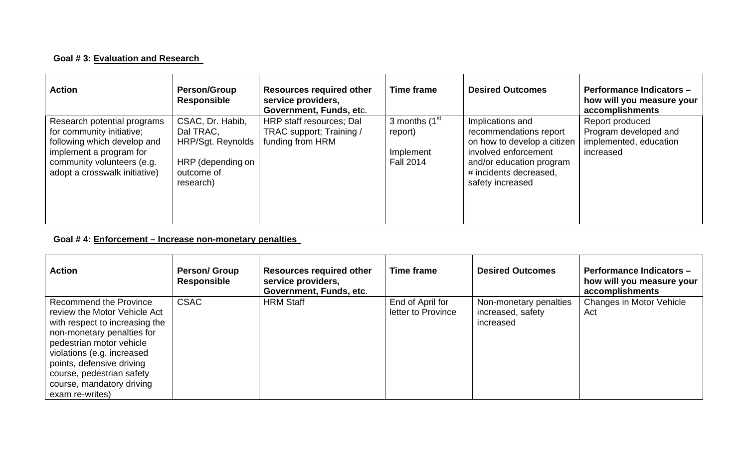**Goal # 3: Evaluation and Research**

| Action | Person/Group Responsible | Resources required other service providers, Government, Funds, etc. | Time frame | Desired Outcomes | Performance Indicators – how will you measure your accomplishments |
|---|---|---|---|---|---|
| Research potential programs for community initiative; following which develop and implement a program for community volunteers (e.g. adopt a crosswalk initiative) | CSAC, Dr. Habib, Dal TRAC, HRP/Sgt. Reynolds<br><br>HRP (depending on outcome of research) | HRP staff resources; Dal TRAC support; Training / funding from HRM | 3 months (1st report)<br><br>Implement Fall 2014 | Implications and recommendations report on how to develop a citizen involved enforcement and/or education program<br># incidents decreased, safety increased | Report produced<br>Program developed and implemented, education increased |

**Goal # 4: Enforcement – Increase non-monetary penalties**

| Action | Person/ Group Responsible | Resources required other service providers, Government, Funds, etc. | Time frame | Desired Outcomes | Performance Indicators – how will you measure your accomplishments |
|---|---|---|---|---|---|
| Recommend the Province review the Motor Vehicle Act with respect to increasing the non-monetary penalties for pedestrian motor vehicle violations (e.g. increased points, defensive driving course, pedestrian safety course, mandatory driving exam re-writes) | CSAC | HRM Staff | End of April for letter to Province | Non-monetary penalties increased, safety increased | Changes in Motor Vehicle Act |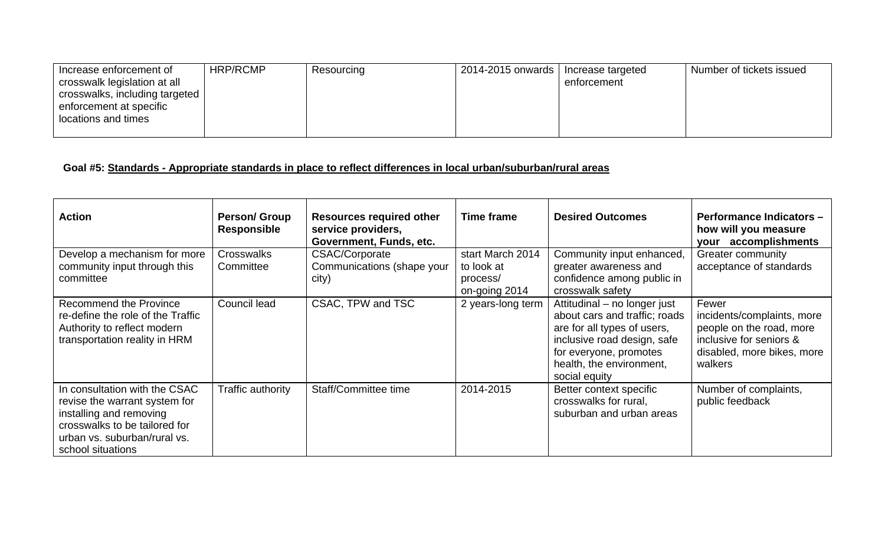| Increase enforcement of crosswalk legislation at all crosswalks, including targeted enforcement at specific locations and times | HRP/RCMP | Resourcing | 2014-2015 onwards | Increase targeted enforcement | Number of tickets issued |
|---|---|---|---|---|---|

**Goal #5: Standards - Appropriate standards in place to reflect differences in local urban/suburban/rural areas**

| Action | Person/ Group Responsible | Resources required other service providers, Government, Funds, etc. | Time frame | Desired Outcomes | Performance Indicators – how will you measure your accomplishments |
|---|---|---|---|---|---|
| Develop a mechanism for more community input through this committee | Crosswalks Committee | CSAC/Corporate Communications (shape your city) | start March 2014 to look at process/ on-going 2014 | Community input enhanced, greater awareness and confidence among public in crosswalk safety | Greater community acceptance of standards |
| Recommend the Province re-define the role of the Traffic Authority to reflect modern transportation reality in HRM | Council lead | CSAC, TPW and TSC | 2 years-long term | Attitudinal – no longer just about cars and traffic; roads are for all types of users, inclusive road design, safe for everyone, promotes health, the environment, social equity | Fewer incidents/complaints, more people on the road, more inclusive for seniors & disabled, more bikes, more walkers |
| In consultation with the CSAC revise the warrant system for installing and removing crosswalks to be tailored for urban vs. suburban/rural vs. school situations | Traffic authority | Staff/Committee time | 2014-2015 | Better context specific crosswalks for rural, suburban and urban areas | Number of complaints, public feedback |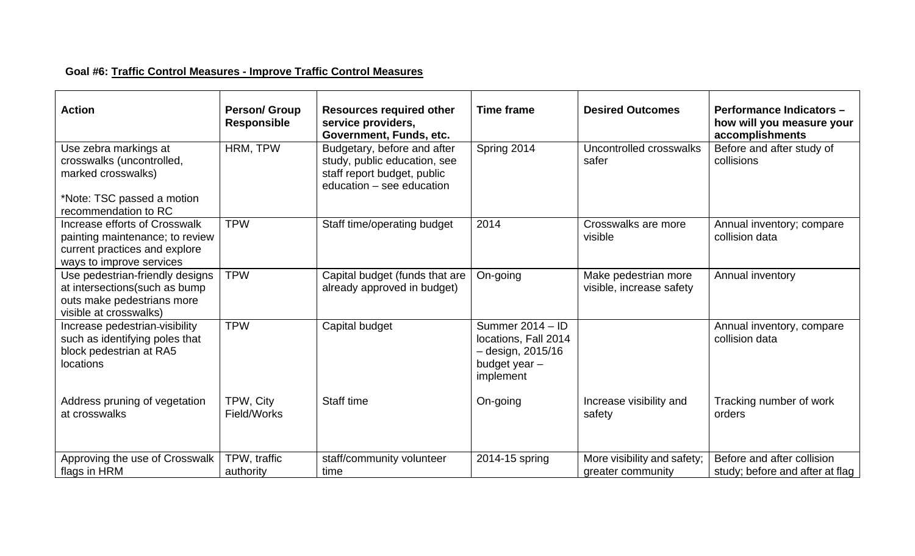**Goal #6: Traffic Control Measures - Improve Traffic Control Measures**

| Action | Person/ Group Responsible | Resources required other service providers, Government, Funds, etc. | Time frame | Desired Outcomes | Performance Indicators – how will you measure your accomplishments |
|---|---|---|---|---|---|
| Use zebra markings at crosswalks (uncontrolled, marked crosswalks)<br><br>*Note: TSC passed a motion recommendation to RC | HRM, TPW | Budgetary, before and after study, public education, see staff report budget, public education – see education | Spring 2014 | Uncontrolled crosswalks safer | Before and after study of collisions |
| Increase efforts of Crosswalk painting maintenance; to review current practices and explore ways to improve services | TPW | Staff time/operating budget | 2014 | Crosswalks are more visible | Annual inventory; compare collision data |
| Use pedestrian-friendly designs at intersections(such as bump outs make pedestrians more visible at crosswalks) | TPW | Capital budget (funds that are already approved in budget) | On-going | Make pedestrian more visible, increase safety | Annual inventory |
| Increase pedestrian-visibility such as identifying poles that block pedestrian at RA5 locations | TPW | Capital budget | Summer 2014 – ID locations, Fall 2014 – design, 2015/16 budget year – implement | | Annual inventory, compare collision data |
| Address pruning of vegetation at crosswalks | TPW, City Field/Works | Staff time | On-going | Increase visibility and safety | Tracking number of work orders |
| Approving the use of Crosswalk flags in HRM | TPW, traffic authority | staff/community volunteer time | 2014-15 spring | More visibility and safety; greater community | Before and after collision study; before and after at flag |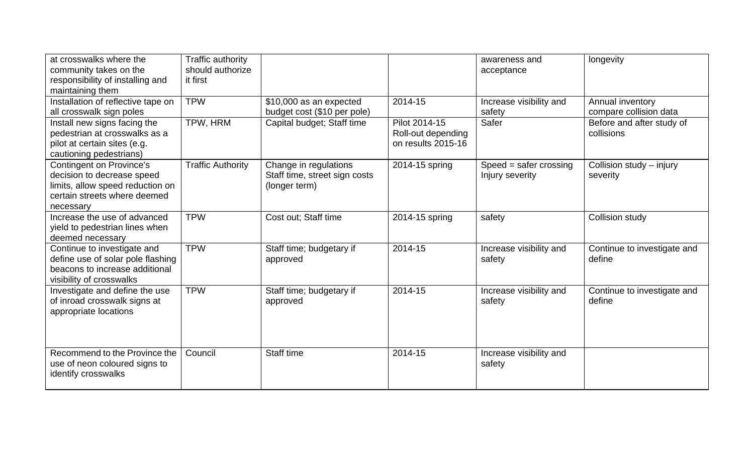| at crosswalks where the community takes on the responsibility of installing and maintaining them | Traffic authority should authorize it first | | | awareness and acceptance | longevity |
|---|---|---|---|---|---|
| Installation of reflective tape on all crosswalk sign poles | TPW | $10,000 as an expected budget cost ($10 per pole) | 2014-15 | Increase visibility and safety | Annual inventory compare collision data |
| Install new signs facing the pedestrian at crosswalks as a pilot at certain sites (e.g. cautioning pedestrians) | TPW, HRM | Capital budget; Staff time | Pilot 2014-15 Roll-out depending on results 2015-16 | Safer | Before and after study of collisions |
| Contingent on Province's decision to decrease speed limits, allow speed reduction on certain streets where deemed necessary | Traffic Authority | Change in regulations Staff time, street sign costs (longer term) | 2014-15 spring | Speed = safer crossing Injury severity | Collision study – injury severity |
| Increase the use of advanced yield to pedestrian lines when deemed necessary | TPW | Cost out; Staff time | 2014-15 spring | safety | Collision study |
| Continue to investigate and define use of solar pole flashing beacons to increase additional visibility of crosswalks | TPW | Staff time; budgetary if approved | 2014-15 | Increase visibility and safety | Continue to investigate and define |
| Investigate and define the use of inroad crosswalk signs at appropriate locations | TPW | Staff time; budgetary if approved | 2014-15 | Increase visibility and safety | Continue to investigate and define |
| Recommend to the Province the use of neon coloured signs to identify crosswalks | Council | Staff time | 2014-15 | Increase visibility and safety | |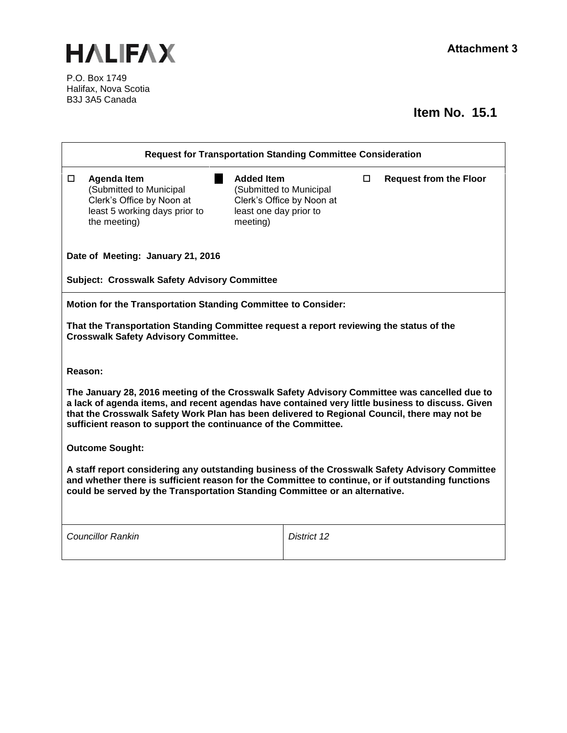HALIFAX

**Attachment 3**

P.O. Box 1749
Halifax, Nova Scotia
B3J 3A5 Canada

**Item No. 15.1**

**Request for Transportation Standing Committee Consideration**

☐ **Agenda Item** (Submitted to Municipal Clerk's Office by Noon at least 5 working days prior to the meeting)

■ **Added Item** (Submitted to Municipal Clerk's Office by Noon at least one day prior to meeting)

☐ **Request from the Floor**

**Date of Meeting: January 21, 2016**

**Subject: Crosswalk Safety Advisory Committee**

**Motion for the Transportation Standing Committee to Consider:**

**That the Transportation Standing Committee request a report reviewing the status of the Crosswalk Safety Advisory Committee.**

**Reason:**

**The January 28, 2016 meeting of the Crosswalk Safety Advisory Committee was cancelled due to a lack of agenda items, and recent agendas have contained very little business to discuss. Given that the Crosswalk Safety Work Plan has been delivered to Regional Council, there may not be sufficient reason to support the continuance of the Committee.**

**Outcome Sought:**

**A staff report considering any outstanding business of the Crosswalk Safety Advisory Committee and whether there is sufficient reason for the Committee to continue, or if outstanding functions could be served by the Transportation Standing Committee or an alternative.**

| | |
|---|---|
| *Councillor Rankin* | *District 12* |